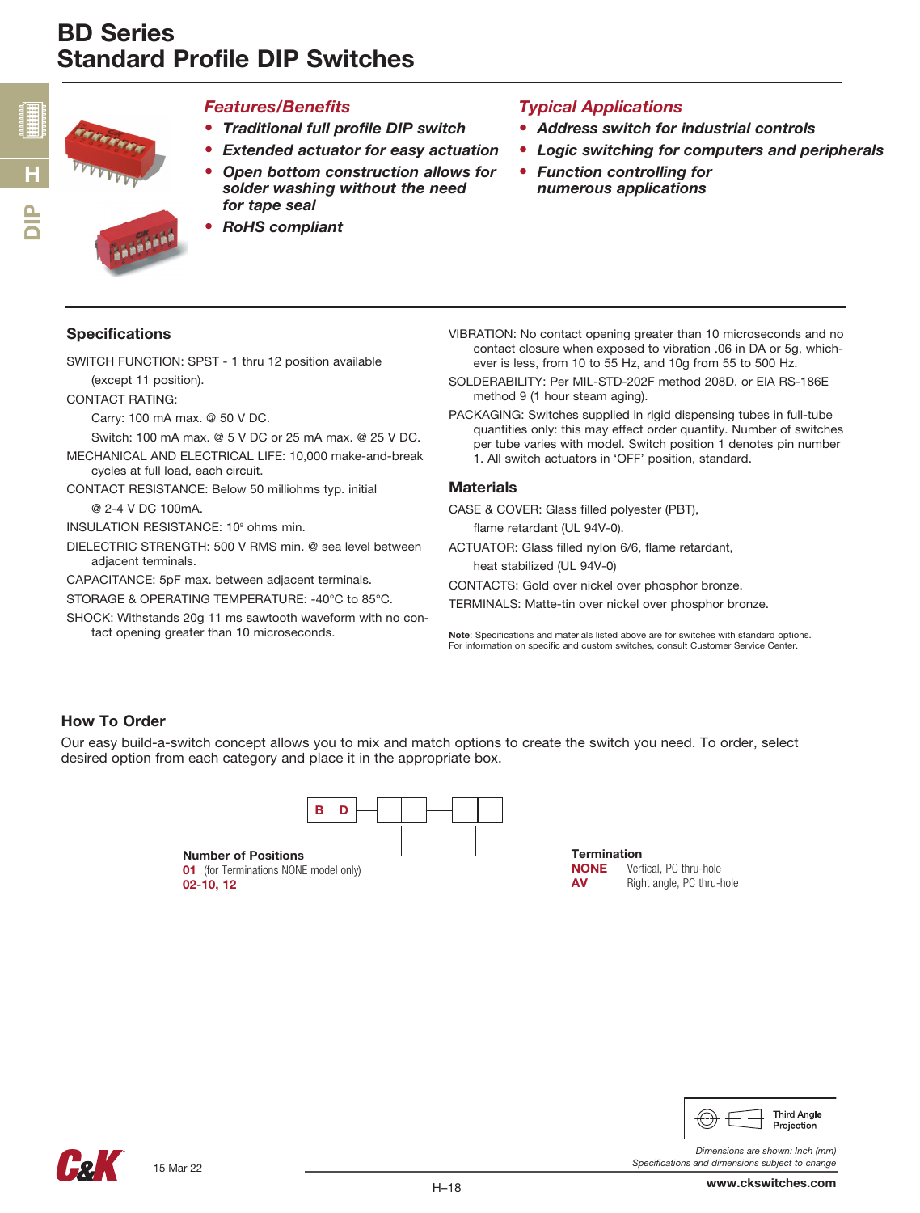# BD Series
# Standard Profile DIP Switches

### Features/Benefits

- *Traditional full profile DIP switch*
- *Extended actuator for easy actuation*
- *Open bottom construction allows for solder washing without the need for tape seal*
- *RoHS compliant*

### Typical Applications

- *Address switch for industrial controls*
- *Logic switching for computers and peripherals*
- *Function controlling for numerous applications*

## Specifications

SWITCH FUNCTION: SPST - 1 thru 12 position available (except 11 position).

CONTACT RATING:

Carry: 100 mA max. @ 50 V DC.

Switch: 100 mA max. @ 5 V DC or 25 mA max. @ 25 V DC.

MECHANICAL AND ELECTRICAL LIFE: 10,000 make-and-break cycles at full load, each circuit.

CONTACT RESISTANCE: Below 50 milliohms typ. initial @ 2-4 V DC 100mA.

INSULATION RESISTANCE: $10^9$ ohms min.

DIELECTRIC STRENGTH: 500 V RMS min. @ sea level between adjacent terminals.

CAPACITANCE: 5pF max. between adjacent terminals.

STORAGE & OPERATING TEMPERATURE: -40°C to 85°C.

SHOCK: Withstands 20g 11 ms sawtooth waveform with no contact opening greater than 10 microseconds.

VIBRATION: No contact opening greater than 10 microseconds and no contact closure when exposed to vibration .06 in DA or 5g, whichever is less, from 10 to 55 Hz, and 10g from 55 to 500 Hz.

SOLDERABILITY: Per MIL-STD-202F method 208D, or EIA RS-186E method 9 (1 hour steam aging).

PACKAGING: Switches supplied in rigid dispensing tubes in full-tube quantities only: this may effect order quantity. Number of switches per tube varies with model. Switch position 1 denotes pin number 1. All switch actuators in 'OFF' position, standard.

## Materials

CASE & COVER: Glass filled polyester (PBT), flame retardant (UL 94V-0).

ACTUATOR: Glass filled nylon 6/6, flame retardant, heat stabilized (UL 94V-0)

CONTACTS: Gold over nickel over phosphor bronze.

TERMINALS: Matte-tin over nickel over phosphor bronze.

**Note**: Specifications and materials listed above are for switches with standard options. For information on specific and custom switches, consult Customer Service Center.

## How To Order

Our easy build-a-switch concept allows you to mix and match options to create the switch you need. To order, select desired option from each category and place it in the appropriate box.

B D [ ][ ] [ ][ ]

**Number of Positions**

**01** (for Terminations NONE model only)

**02-10, 12**

**Termination**

**NONE** Vertical, PC thru-hole

**AV** Right angle, PC thru-hole

Third Angle Projection

*Dimensions are shown: Inch (mm)*
*Specifications and dimensions subject to change*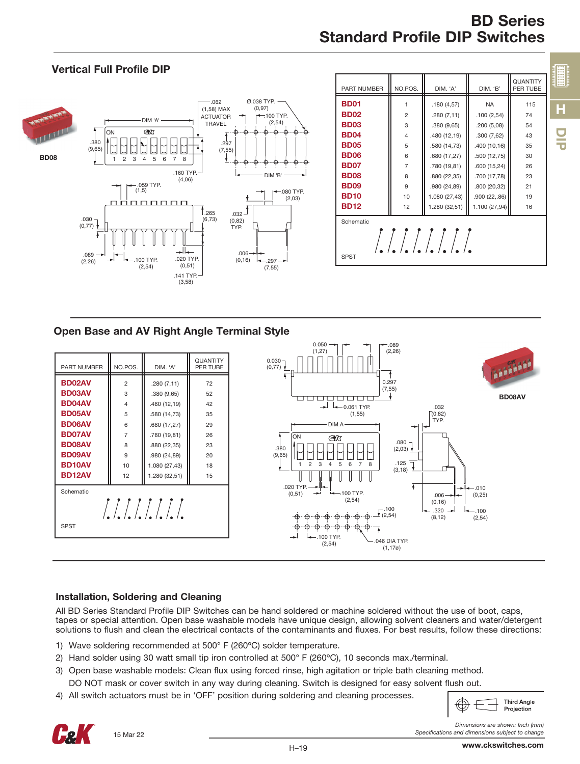# BD Series
# Standard Profile DIP Switches

## Vertical Full Profile DIP

BD08

| PART NUMBER | NO.POS. | DIM. 'A' | DIM. 'B' | QUANTITY PER TUBE |
|---|---|---|---|---|
| **BD01** | 1 | .180 (4,57) | NA | 115 |
| **BD02** | 2 | .280 (7,11) | .100 (2,54) | 74 |
| **BD03** | 3 | .380 (9,65) | .200 (5,08) | 54 |
| **BD04** | 4 | .480 (12,19) | .300 (7,62) | 43 |
| **BD05** | 5 | .580 (14,73) | .400 (10,16) | 35 |
| **BD06** | 6 | .680 (17,27) | .500 (12,75) | 30 |
| **BD07** | 7 | .780 (19,81) | .600 (15,24) | 26 |
| **BD08** | 8 | .880 (22,35) | .700 (17,78) | 23 |
| **BD09** | 9 | .980 (24,89) | .800 (20,32) | 21 |
| **BD10** | 10 | 1.080 (27,43) | .900 (22,.86) | 19 |
| **BD12** | 12 | 1.280 (32,51) | 1.100 (27,94) | 16 |

Schematic

SPST

.062 (1,58) MAX ACTUATOR TRAVEL
Ø.038 TYP. (0,97)
.100 TYP. (2,54)
DIM 'A'
ON
.380 (9,65)
1 2 3 4 5 6 7 8
.297 (7,55)
DIM 'B'
.160 TYP. (4,06)
.059 TYP. (1,5)
.080 TYP. (2,03)
.265 (6,73)
.032 (0,82) TYP.
.030 (0,77)
.089 (2,26)
.100 TYP. (2,54)
.020 TYP. (0,51)
.141 TYP. (3,58)
.006 (0,16)
.297 (7,55)

## Open Base and AV Right Angle Terminal Style

| PART NUMBER | NO.POS. | DIM. 'A' | QUANTITY PER TUBE |
|---|---|---|---|
| **BD02AV** | 2 | .280 (7,11) | 72 |
| **BD03AV** | 3 | .380 (9,65) | 52 |
| **BD04AV** | 4 | .480 (12,19) | 42 |
| **BD05AV** | 5 | .580 (14,73) | 35 |
| **BD06AV** | 6 | .680 (17,27) | 29 |
| **BD07AV** | 7 | .780 (19,81) | 26 |
| **BD08AV** | 8 | .880 (22,35) | 23 |
| **BD09AV** | 9 | .980 (24,89) | 20 |
| **BD10AV** | 10 | 1.080 (27,43) | 18 |
| **BD12AV** | 12 | 1.280 (32,51) | 15 |

Schematic

SPST

BD08AV

0.050 (1,27)
.089 (2,26)
0.030 (0,77)
0.297 (7,55)
0.061 TYP. (1,55)
.032 (0,82) TYP.
DIM.A
ON
.380 (9,65)
1 2 3 4 5 6 7 8
.080 (2,03)
.125 (3,18)
.020 TYP. (0,51)
.100 TYP. (2,54)
.006 (0,16)
.010 (0,25)
.320 (8,12)
.100 (2,54)
.100 (2,54)
.100 TYP. (2,54)
.046 DIA TYP. (1,17ø)

## Installation, Soldering and Cleaning

All BD Series Standard Profile DIP Switches can be hand soldered or machine soldered without the use of boot, caps, tapes or special attention. Open base washable models have unique design, allowing solvent cleaners and water/detergent solutions to flush and clean the electrical contacts of the contaminants and fluxes. For best results, follow these directions:

1) Wave soldering recommended at 500° F (260°C) solder temperature.
2) Hand solder using 30 watt small tip iron controlled at 500° F (260°C), 10 seconds max./terminal.
3) Open base washable models: Clean flux using forced rinse, high agitation or triple bath cleaning method. DO NOT mask or cover switch in any way during cleaning. Switch is designed for easy solvent flush out.
4) All switch actuators must be in 'OFF' position during soldering and cleaning processes.

Third Angle Projection

*Dimensions are shown: Inch (mm)*
*Specifications and dimensions subject to change*

15 Mar 22

www.ckswitches.com